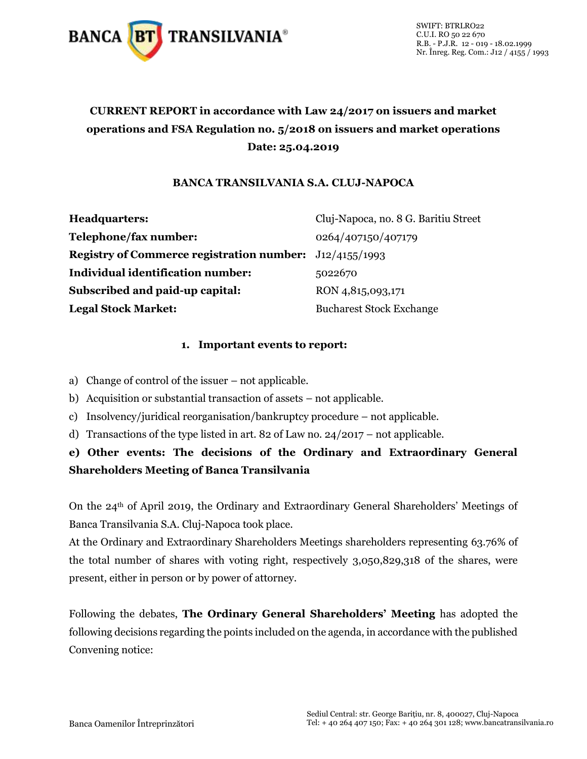# CURRENT REPORT in accordance with Law 24/2017 on issuers and market operations and FSA Regulation no. 5/2018 on issuers and market operations

**Date: 25.04.2019**

## BANCA TRANSILVANIA S.A. CLUJ-NAPOCA

| | |
|---|---|
| **Headquarters:** | Cluj-Napoca, no. 8 G. Baritiu Street |
| **Telephone/fax number:** | 0264/407150/407179 |
| **Registry of Commerce registration number:** | J12/4155/1993 |
| **Individual identification number:** | 5022670 |
| **Subscribed and paid-up capital:** | RON 4,815,093,171 |
| **Legal Stock Market:** | Bucharest Stock Exchange |

### 1. Important events to report:

a) Change of control of the issuer – not applicable.

b) Acquisition or substantial transaction of assets – not applicable.

c) Insolvency/juridical reorganisation/bankruptcy procedure – not applicable.

d) Transactions of the type listed in art. 82 of Law no. 24/2017 – not applicable.

**e) Other events: The decisions of the Ordinary and Extraordinary General Shareholders Meeting of Banca Transilvania**

On the 24th of April 2019, the Ordinary and Extraordinary General Shareholders' Meetings of Banca Transilvania S.A. Cluj-Napoca took place.
At the Ordinary and Extraordinary Shareholders Meetings shareholders representing 63.76% of the total number of shares with voting right, respectively 3,050,829,318 of the shares, were present, either in person or by power of attorney.

Following the debates, **The Ordinary General Shareholders' Meeting** has adopted the following decisions regarding the points included on the agenda, in accordance with the published Convening notice: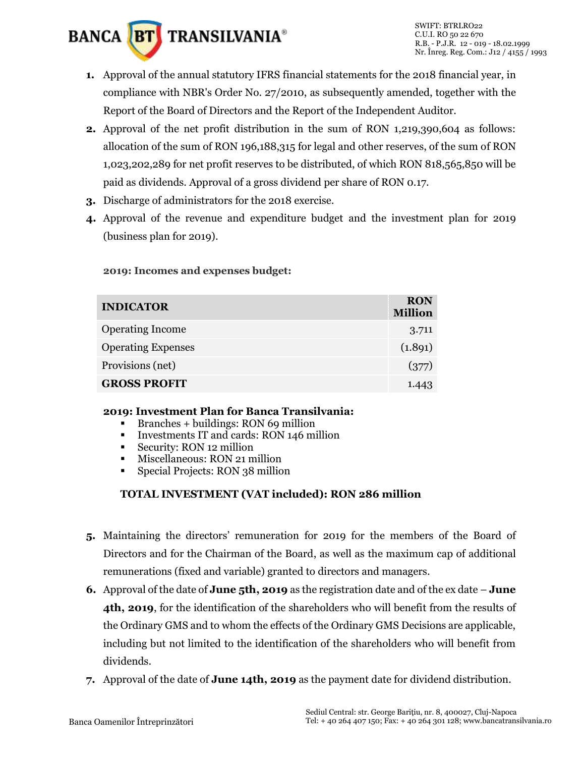1. Approval of the annual statutory IFRS financial statements for the 2018 financial year, in compliance with NBR's Order No. 27/2010, as subsequently amended, together with the Report of the Board of Directors and the Report of the Independent Auditor.
2. Approval of the net profit distribution in the sum of RON 1,219,390,604 as follows: allocation of the sum of RON 196,188,315 for legal and other reserves, of the sum of RON 1,023,202,289 for net profit reserves to be distributed, of which RON 818,565,850 will be paid as dividends. Approval of a gross dividend per share of RON 0.17.
3. Discharge of administrators for the 2018 exercise.
4. Approval of the revenue and expenditure budget and the investment plan for 2019 (business plan for 2019).

**2019: Incomes and expenses budget:**

| INDICATOR | RON Million |
|---|---|
| Operating Income | 3.711 |
| Operating Expenses | (1.891) |
| Provisions (net) | (377) |
| **GROSS PROFIT** | 1.443 |

**2019: Investment Plan for Banca Transilvania:**

- Branches + buildings: RON 69 million
- Investments IT and cards: RON 146 million
- Security: RON 12 million
- Miscellaneous: RON 21 million
- Special Projects: RON 38 million

**TOTAL INVESTMENT (VAT included): RON 286 million**

5. Maintaining the directors' remuneration for 2019 for the members of the Board of Directors and for the Chairman of the Board, as well as the maximum cap of additional remunerations (fixed and variable) granted to directors and managers.
6. Approval of the date of **June 5th, 2019** as the registration date and of the ex date – **June 4th, 2019**, for the identification of the shareholders who will benefit from the results of the Ordinary GMS and to whom the effects of the Ordinary GMS Decisions are applicable, including but not limited to the identification of the shareholders who will benefit from dividends.
7. Approval of the date of **June 14th, 2019** as the payment date for dividend distribution.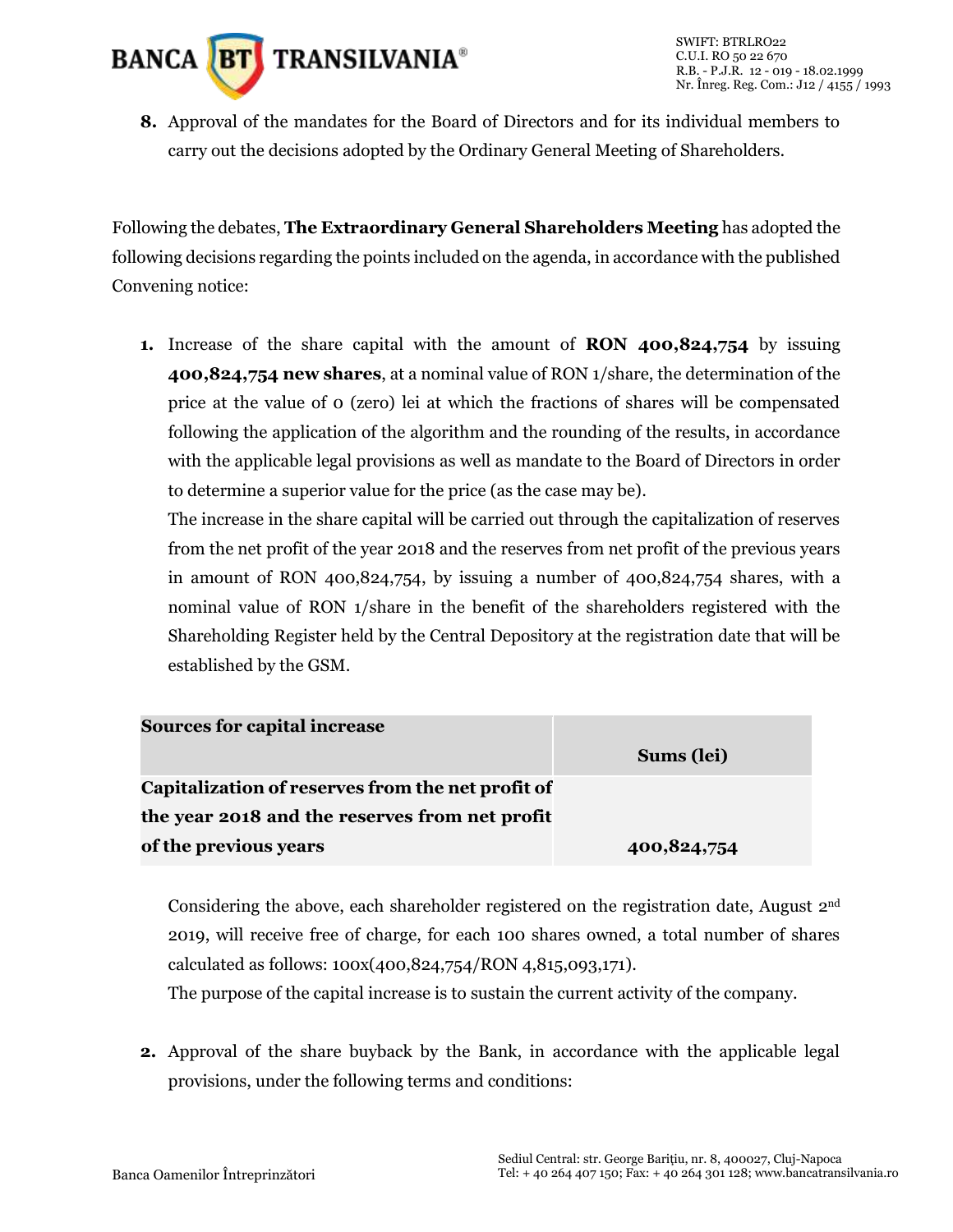8. Approval of the mandates for the Board of Directors and for its individual members to carry out the decisions adopted by the Ordinary General Meeting of Shareholders.

Following the debates, **The Extraordinary General Shareholders Meeting** has adopted the following decisions regarding the points included on the agenda, in accordance with the published Convening notice:

1. Increase of the share capital with the amount of **RON 400,824,754** by issuing **400,824,754 new shares**, at a nominal value of RON 1/share, the determination of the price at the value of 0 (zero) lei at which the fractions of shares will be compensated following the application of the algorithm and the rounding of the results, in accordance with the applicable legal provisions as well as mandate to the Board of Directors in order to determine a superior value for the price (as the case may be).

   The increase in the share capital will be carried out through the capitalization of reserves from the net profit of the year 2018 and the reserves from net profit of the previous years in amount of RON 400,824,754, by issuing a number of 400,824,754 shares, with a nominal value of RON 1/share in the benefit of the shareholders registered with the Shareholding Register held by the Central Depository at the registration date that will be established by the GSM.

   | Sources for capital increase | Sums (lei) |
   |---|---|
   | **Capitalization of reserves from the net profit of the year 2018 and the reserves from net profit of the previous years** | **400,824,754** |

   Considering the above, each shareholder registered on the registration date, August 2nd 2019, will receive free of charge, for each 100 shares owned, a total number of shares calculated as follows: 100x(400,824,754/RON 4,815,093,171).

   The purpose of the capital increase is to sustain the current activity of the company.

2. Approval of the share buyback by the Bank, in accordance with the applicable legal provisions, under the following terms and conditions: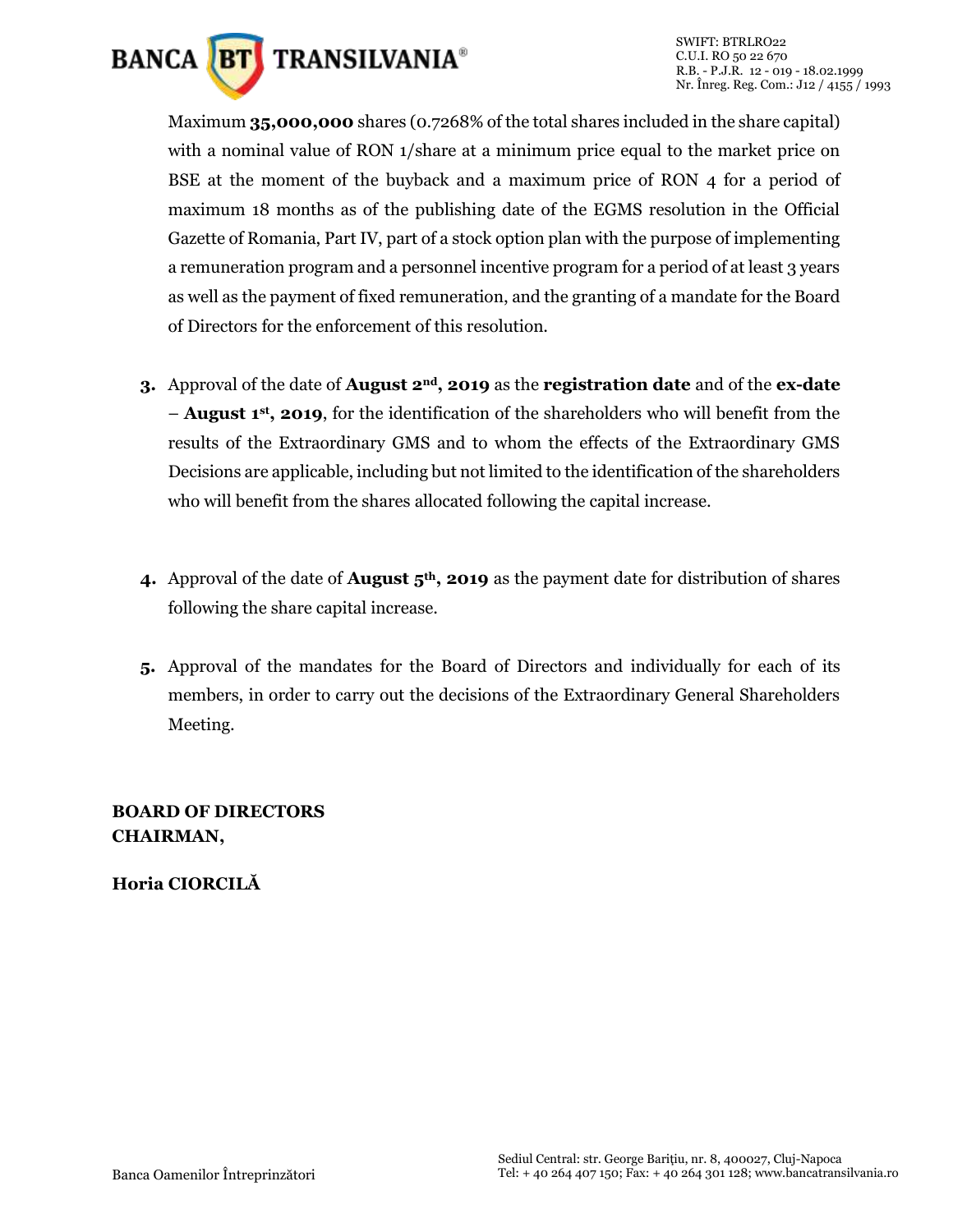Maximum **35,000,000** shares (0.7268% of the total shares included in the share capital) with a nominal value of RON 1/share at a minimum price equal to the market price on BSE at the moment of the buyback and a maximum price of RON 4 for a period of maximum 18 months as of the publishing date of the EGMS resolution in the Official Gazette of Romania, Part IV, part of a stock option plan with the purpose of implementing a remuneration program and a personnel incentive program for a period of at least 3 years as well as the payment of fixed remuneration, and the granting of a mandate for the Board of Directors for the enforcement of this resolution.

3. Approval of the date of **August 2nd, 2019** as the **registration date** and of the **ex-date** – **August 1st, 2019**, for the identification of the shareholders who will benefit from the results of the Extraordinary GMS and to whom the effects of the Extraordinary GMS Decisions are applicable, including but not limited to the identification of the shareholders who will benefit from the shares allocated following the capital increase.

4. Approval of the date of **August 5th, 2019** as the payment date for distribution of shares following the share capital increase.

5. Approval of the mandates for the Board of Directors and individually for each of its members, in order to carry out the decisions of the Extraordinary General Shareholders Meeting.

**BOARD OF DIRECTORS**
**CHAIRMAN,**

**Horia CIORCILĂ**